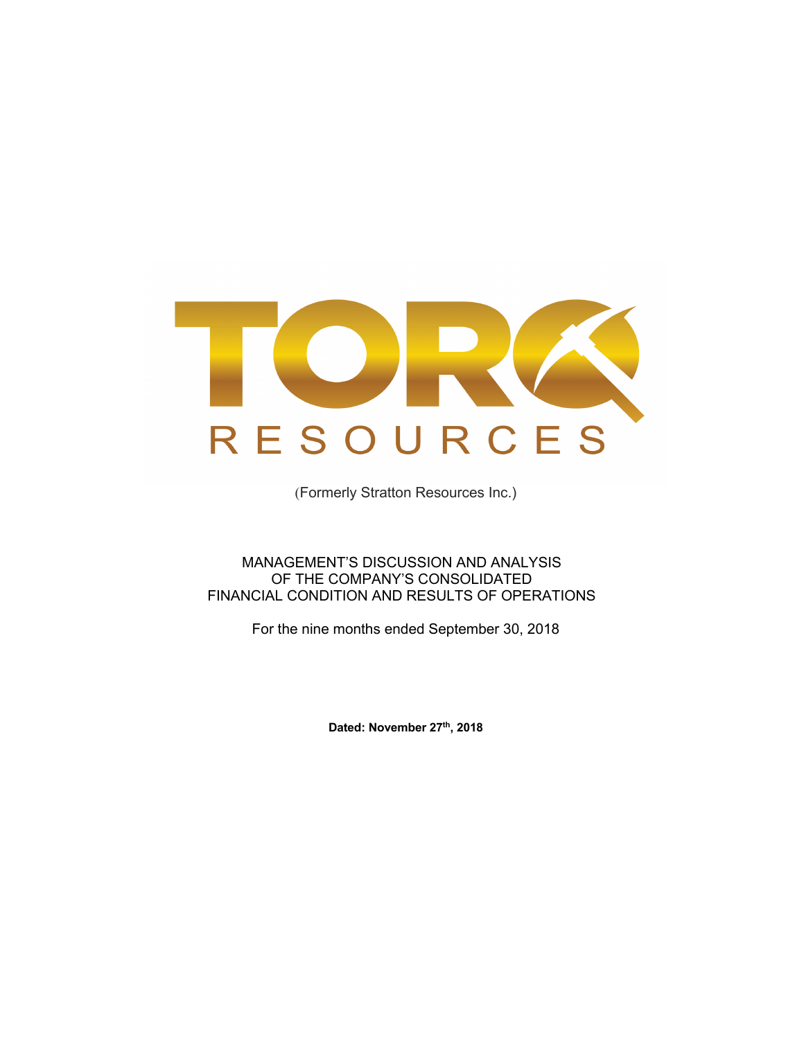# TORQ RESOURCES

(Formerly Stratton Resources Inc.)

MANAGEMENT'S DISCUSSION AND ANALYSIS
OF THE COMPANY'S CONSOLIDATED
FINANCIAL CONDITION AND RESULTS OF OPERATIONS

For the nine months ended September 30, 2018

**Dated: November 27th, 2018**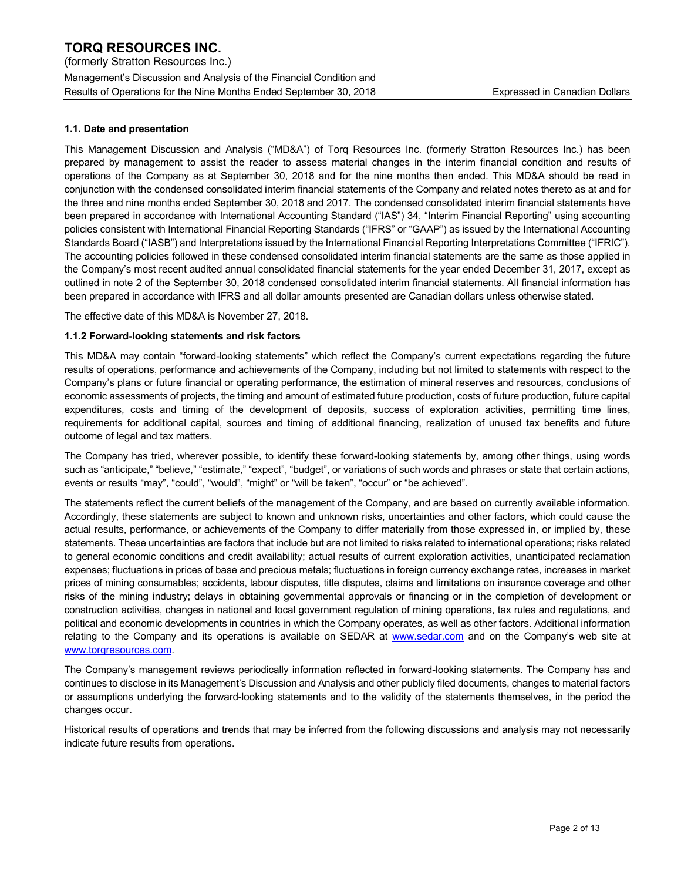### 1.1. Date and presentation

This Management Discussion and Analysis ("MD&A") of Torq Resources Inc. (formerly Stratton Resources Inc.) has been prepared by management to assist the reader to assess material changes in the interim financial condition and results of operations of the Company as at September 30, 2018 and for the nine months then ended. This MD&A should be read in conjunction with the condensed consolidated interim financial statements of the Company and related notes thereto as at and for the three and nine months ended September 30, 2018 and 2017. The condensed consolidated interim financial statements have been prepared in accordance with International Accounting Standard ("IAS") 34, "Interim Financial Reporting" using accounting policies consistent with International Financial Reporting Standards ("IFRS" or "GAAP") as issued by the International Accounting Standards Board ("IASB") and Interpretations issued by the International Financial Reporting Interpretations Committee ("IFRIC"). The accounting policies followed in these condensed consolidated interim financial statements are the same as those applied in the Company's most recent audited annual consolidated financial statements for the year ended December 31, 2017, except as outlined in note 2 of the September 30, 2018 condensed consolidated interim financial statements. All financial information has been prepared in accordance with IFRS and all dollar amounts presented are Canadian dollars unless otherwise stated.

The effective date of this MD&A is November 27, 2018.

### 1.1.2 Forward-looking statements and risk factors

This MD&A may contain "forward-looking statements" which reflect the Company's current expectations regarding the future results of operations, performance and achievements of the Company, including but not limited to statements with respect to the Company's plans or future financial or operating performance, the estimation of mineral reserves and resources, conclusions of economic assessments of projects, the timing and amount of estimated future production, costs of future production, future capital expenditures, costs and timing of the development of deposits, success of exploration activities, permitting time lines, requirements for additional capital, sources and timing of additional financing, realization of unused tax benefits and future outcome of legal and tax matters.

The Company has tried, wherever possible, to identify these forward-looking statements by, among other things, using words such as "anticipate," "believe," "estimate," "expect", "budget", or variations of such words and phrases or state that certain actions, events or results "may", "could", "would", "might" or "will be taken", "occur" or "be achieved".

The statements reflect the current beliefs of the management of the Company, and are based on currently available information. Accordingly, these statements are subject to known and unknown risks, uncertainties and other factors, which could cause the actual results, performance, or achievements of the Company to differ materially from those expressed in, or implied by, these statements. These uncertainties are factors that include but are not limited to risks related to international operations; risks related to general economic conditions and credit availability; actual results of current exploration activities, unanticipated reclamation expenses; fluctuations in prices of base and precious metals; fluctuations in foreign currency exchange rates, increases in market prices of mining consumables; accidents, labour disputes, title disputes, claims and limitations on insurance coverage and other risks of the mining industry; delays in obtaining governmental approvals or financing or in the completion of development or construction activities, changes in national and local government regulation of mining operations, tax rules and regulations, and political and economic developments in countries in which the Company operates, as well as other factors. Additional information relating to the Company and its operations is available on SEDAR at www.sedar.com and on the Company's web site at www.torqresources.com.

The Company's management reviews periodically information reflected in forward-looking statements. The Company has and continues to disclose in its Management's Discussion and Analysis and other publicly filed documents, changes to material factors or assumptions underlying the forward-looking statements and to the validity of the statements themselves, in the period the changes occur.

Historical results of operations and trends that may be inferred from the following discussions and analysis may not necessarily indicate future results from operations.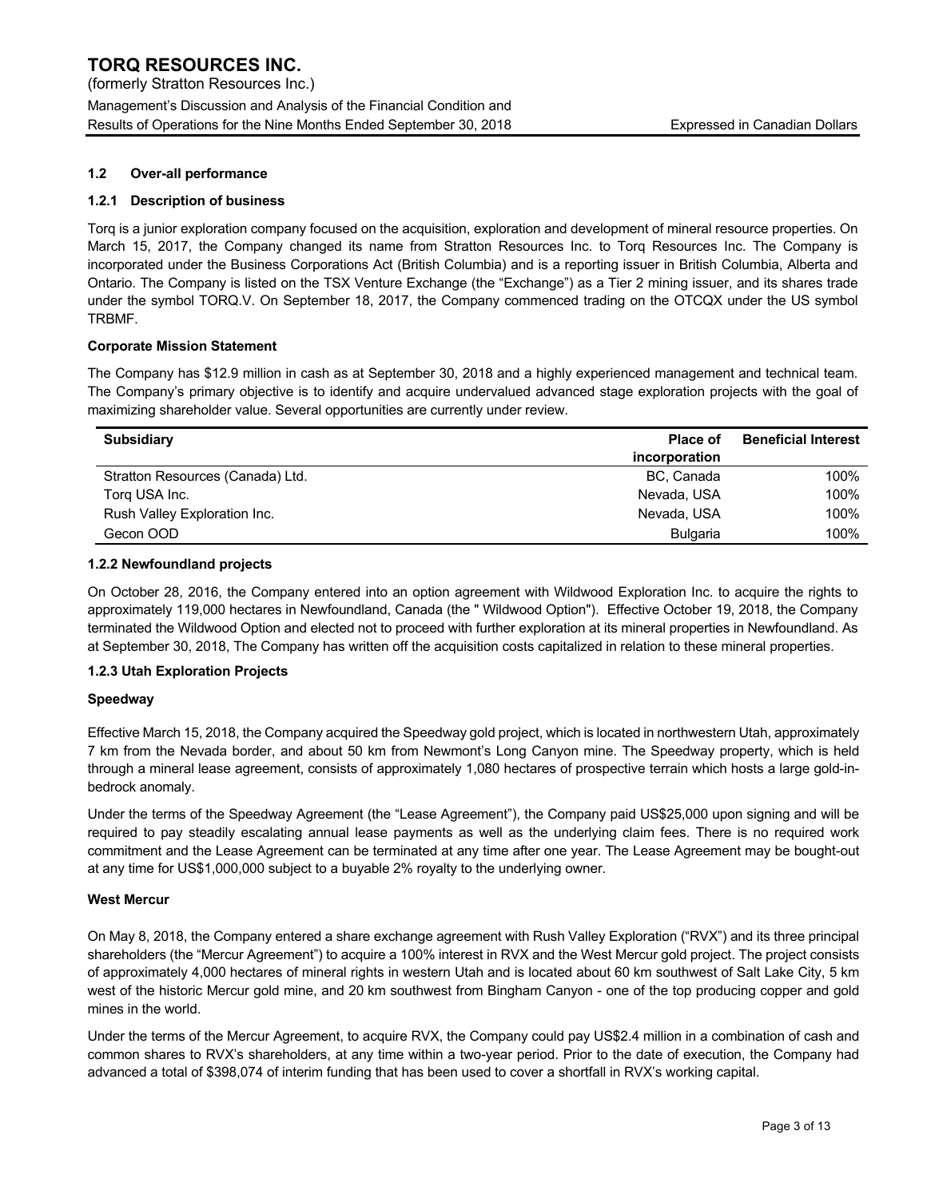### 1.2 Over-all performance

#### 1.2.1 Description of business

Torq is a junior exploration company focused on the acquisition, exploration and development of mineral resource properties. On March 15, 2017, the Company changed its name from Stratton Resources Inc. to Torq Resources Inc. The Company is incorporated under the Business Corporations Act (British Columbia) and is a reporting issuer in British Columbia, Alberta and Ontario. The Company is listed on the TSX Venture Exchange (the "Exchange") as a Tier 2 mining issuer, and its shares trade under the symbol TORQ.V. On September 18, 2017, the Company commenced trading on the OTCQX under the US symbol TRBMF.

**Corporate Mission Statement**

The Company has $12.9 million in cash as at September 30, 2018 and a highly experienced management and technical team. The Company's primary objective is to identify and acquire undervalued advanced stage exploration projects with the goal of maximizing shareholder value. Several opportunities are currently under review.

| Subsidiary | Place of incorporation | Beneficial Interest |
|---|---|---|
| Stratton Resources (Canada) Ltd. | BC, Canada | 100% |
| Torq USA Inc. | Nevada, USA | 100% |
| Rush Valley Exploration Inc. | Nevada, USA | 100% |
| Gecon OOD | Bulgaria | 100% |

#### 1.2.2 Newfoundland projects

On October 28, 2016, the Company entered into an option agreement with Wildwood Exploration Inc. to acquire the rights to approximately 119,000 hectares in Newfoundland, Canada (the " Wildwood Option"). Effective October 19, 2018, the Company terminated the Wildwood Option and elected not to proceed with further exploration at its mineral properties in Newfoundland. As at September 30, 2018, The Company has written off the acquisition costs capitalized in relation to these mineral properties.

#### 1.2.3 Utah Exploration Projects

**Speedway**

Effective March 15, 2018, the Company acquired the Speedway gold project, which is located in northwestern Utah, approximately 7 km from the Nevada border, and about 50 km from Newmont's Long Canyon mine. The Speedway property, which is held through a mineral lease agreement, consists of approximately 1,080 hectares of prospective terrain which hosts a large gold-in-bedrock anomaly.

Under the terms of the Speedway Agreement (the "Lease Agreement"), the Company paid US$25,000 upon signing and will be required to pay steadily escalating annual lease payments as well as the underlying claim fees. There is no required work commitment and the Lease Agreement can be terminated at any time after one year. The Lease Agreement may be bought-out at any time for US$1,000,000 subject to a buyable 2% royalty to the underlying owner.

**West Mercur**

On May 8, 2018, the Company entered a share exchange agreement with Rush Valley Exploration ("RVX") and its three principal shareholders (the "Mercur Agreement") to acquire a 100% interest in RVX and the West Mercur gold project. The project consists of approximately 4,000 hectares of mineral rights in western Utah and is located about 60 km southwest of Salt Lake City, 5 km west of the historic Mercur gold mine, and 20 km southwest from Bingham Canyon - one of the top producing copper and gold mines in the world.

Under the terms of the Mercur Agreement, to acquire RVX, the Company could pay US$2.4 million in a combination of cash and common shares to RVX's shareholders, at any time within a two-year period. Prior to the date of execution, the Company had advanced a total of $398,074 of interim funding that has been used to cover a shortfall in RVX's working capital.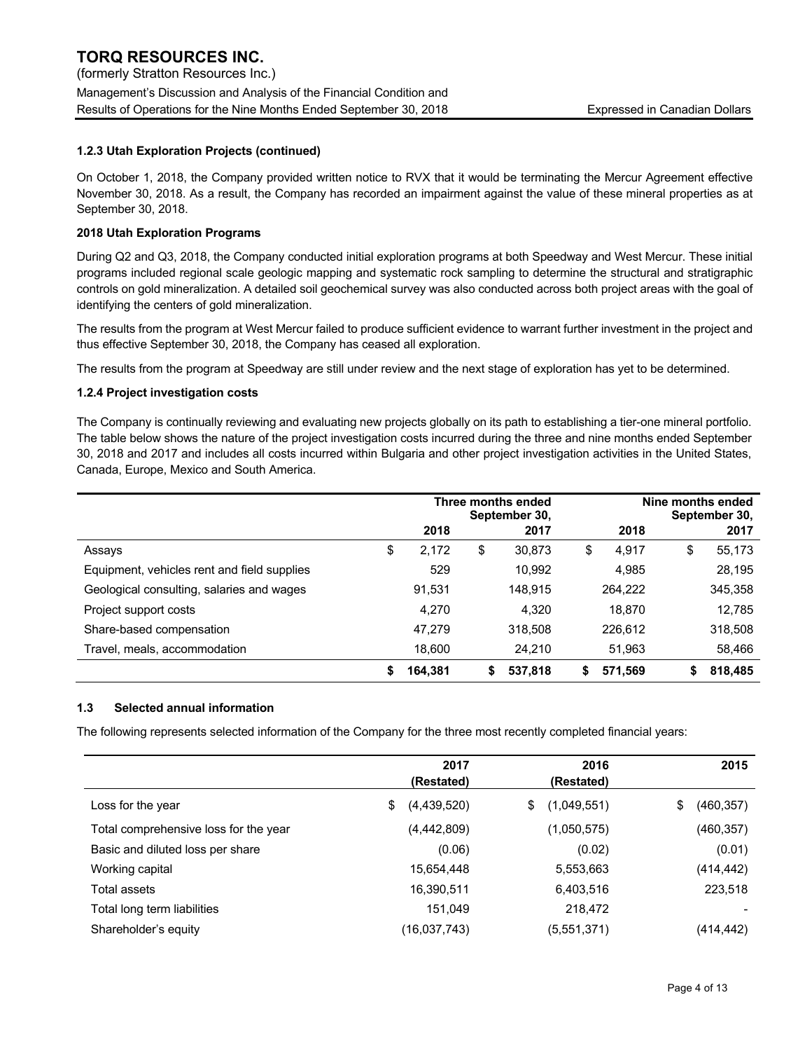### 1.2.3 Utah Exploration Projects (continued)

On October 1, 2018, the Company provided written notice to RVX that it would be terminating the Mercur Agreement effective November 30, 2018. As a result, the Company has recorded an impairment against the value of these mineral properties as at September 30, 2018.

**2018 Utah Exploration Programs**

During Q2 and Q3, 2018, the Company conducted initial exploration programs at both Speedway and West Mercur. These initial programs included regional scale geologic mapping and systematic rock sampling to determine the structural and stratigraphic controls on gold mineralization. A detailed soil geochemical survey was also conducted across both project areas with the goal of identifying the centers of gold mineralization.

The results from the program at West Mercur failed to produce sufficient evidence to warrant further investment in the project and thus effective September 30, 2018, the Company has ceased all exploration.

The results from the program at Speedway are still under review and the next stage of exploration has yet to be determined.

### 1.2.4 Project investigation costs

The Company is continually reviewing and evaluating new projects globally on its path to establishing a tier-one mineral portfolio. The table below shows the nature of the project investigation costs incurred during the three and nine months ended September 30, 2018 and 2017 and includes all costs incurred within Bulgaria and other project investigation activities in the United States, Canada, Europe, Mexico and South America.

| | Three months ended September 30, | | Nine months ended September 30, | |
|---|---|---|---|---|
| | 2018 | 2017 | 2018 | 2017 |
| Assays | $ 2,172 | $ 30,873 | $ 4,917 | $ 55,173 |
| Equipment, vehicles rent and field supplies | 529 | 10,992 | 4,985 | 28,195 |
| Geological consulting, salaries and wages | 91,531 | 148,915 | 264,222 | 345,358 |
| Project support costs | 4,270 | 4,320 | 18,870 | 12,785 |
| Share-based compensation | 47,279 | 318,508 | 226,612 | 318,508 |
| Travel, meals, accommodation | 18,600 | 24,210 | 51,963 | 58,466 |
| | **$ 164,381** | **$ 537,818** | **$ 571,569** | **$ 818,485** |

## 1.3 Selected annual information

The following represents selected information of the Company for the three most recently completed financial years:

| | 2017 (Restated) | 2016 (Restated) | 2015 |
|---|---|---|---|
| Loss for the year | $ (4,439,520) | $ (1,049,551) | $ (460,357) |
| Total comprehensive loss for the year | (4,442,809) | (1,050,575) | (460,357) |
| Basic and diluted loss per share | (0.06) | (0.02) | (0.01) |
| Working capital | 15,654,448 | 5,553,663 | (414,442) |
| Total assets | 16,390,511 | 6,403,516 | 223,518 |
| Total long term liabilities | 151,049 | 218,472 | - |
| Shareholder's equity | (16,037,743) | (5,551,371) | (414,442) |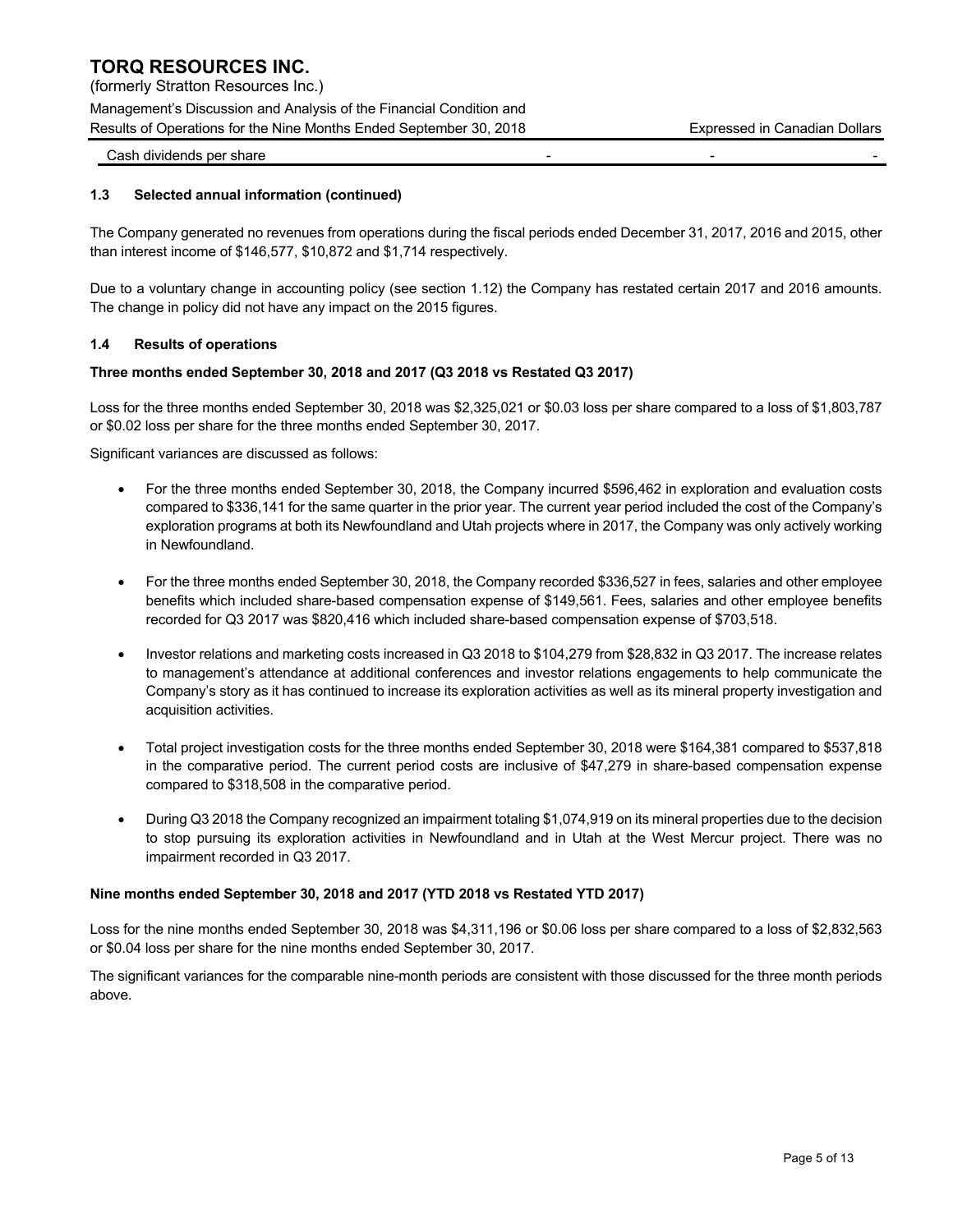| Cash dividends per share | - | - | - |
|---|---|---|---|

### 1.3 Selected annual information (continued)

The Company generated no revenues from operations during the fiscal periods ended December 31, 2017, 2016 and 2015, other than interest income of $146,577, $10,872 and $1,714 respectively.

Due to a voluntary change in accounting policy (see section 1.12) the Company has restated certain 2017 and 2016 amounts. The change in policy did not have any impact on the 2015 figures.

### 1.4 Results of operations

**Three months ended September 30, 2018 and 2017 (Q3 2018 vs Restated Q3 2017)**

Loss for the three months ended September 30, 2018 was $2,325,021 or $0.03 loss per share compared to a loss of $1,803,787 or $0.02 loss per share for the three months ended September 30, 2017.

Significant variances are discussed as follows:

- For the three months ended September 30, 2018, the Company incurred $596,462 in exploration and evaluation costs compared to $336,141 for the same quarter in the prior year. The current year period included the cost of the Company's exploration programs at both its Newfoundland and Utah projects where in 2017, the Company was only actively working in Newfoundland.
- For the three months ended September 30, 2018, the Company recorded $336,527 in fees, salaries and other employee benefits which included share-based compensation expense of $149,561. Fees, salaries and other employee benefits recorded for Q3 2017 was $820,416 which included share-based compensation expense of $703,518.
- Investor relations and marketing costs increased in Q3 2018 to $104,279 from $28,832 in Q3 2017. The increase relates to management's attendance at additional conferences and investor relations engagements to help communicate the Company's story as it has continued to increase its exploration activities as well as its mineral property investigation and acquisition activities.
- Total project investigation costs for the three months ended September 30, 2018 were $164,381 compared to $537,818 in the comparative period. The current period costs are inclusive of $47,279 in share-based compensation expense compared to $318,508 in the comparative period.
- During Q3 2018 the Company recognized an impairment totaling $1,074,919 on its mineral properties due to the decision to stop pursuing its exploration activities in Newfoundland and in Utah at the West Mercur project. There was no impairment recorded in Q3 2017.

**Nine months ended September 30, 2018 and 2017 (YTD 2018 vs Restated YTD 2017)**

Loss for the nine months ended September 30, 2018 was $4,311,196 or $0.06 loss per share compared to a loss of $2,832,563 or $0.04 loss per share for the nine months ended September 30, 2017.

The significant variances for the comparable nine-month periods are consistent with those discussed for the three month periods above.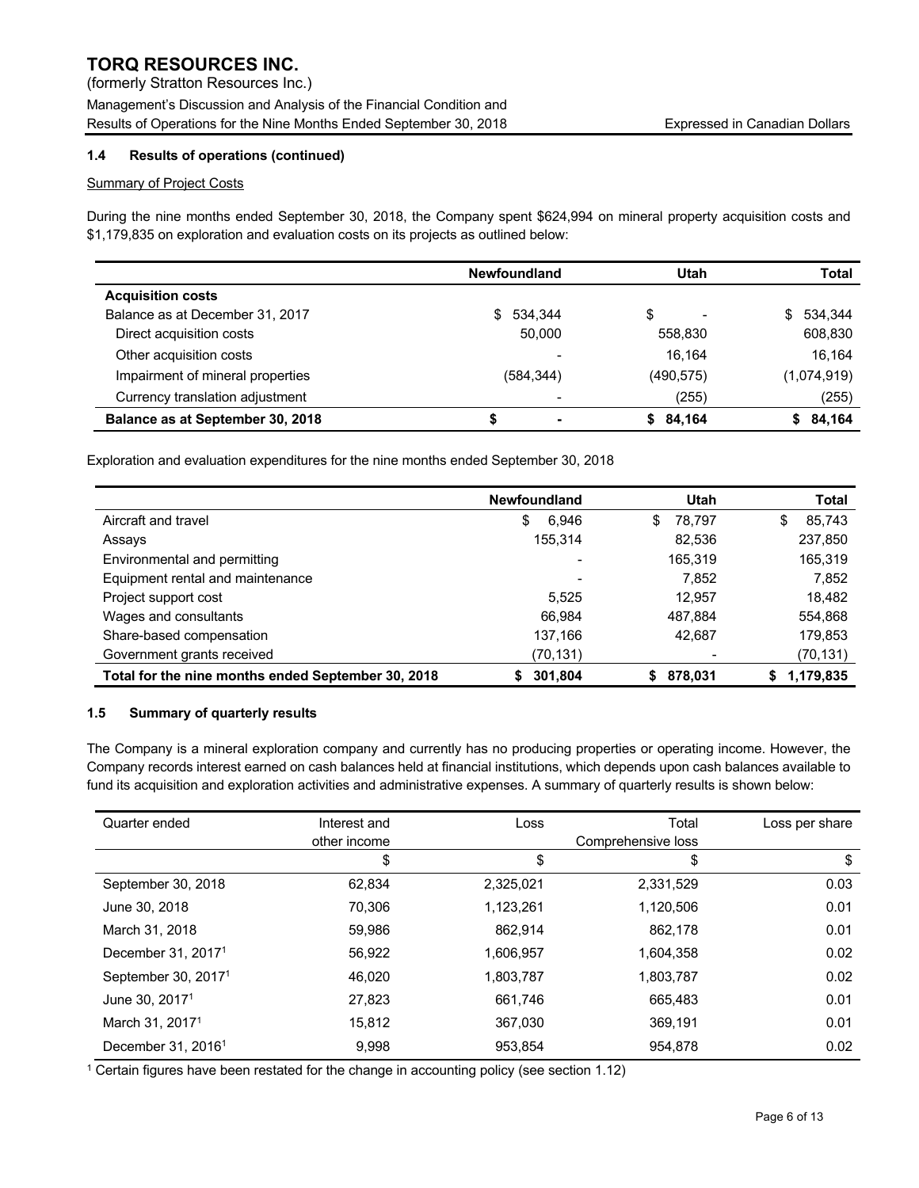### 1.4 Results of operations (continued)

Summary of Project Costs

During the nine months ended September 30, 2018, the Company spent $624,994 on mineral property acquisition costs and $1,179,835 on exploration and evaluation costs on its projects as outlined below:

| | Newfoundland | Utah | Total |
|---|---|---|---|
| **Acquisition costs** | | | |
| Balance as at December 31, 2017 | $ 534,344 | $ - | $ 534,344 |
| Direct acquisition costs | 50,000 | 558,830 | 608,830 |
| Other acquisition costs | - | 16,164 | 16,164 |
| Impairment of mineral properties | (584,344) | (490,575) | (1,074,919) |
| Currency translation adjustment | - | (255) | (255) |
| **Balance as at September 30, 2018** | **$ -** | **$ 84,164** | **$ 84,164** |

Exploration and evaluation expenditures for the nine months ended September 30, 2018

| | Newfoundland | Utah | Total |
|---|---|---|---|
| Aircraft and travel | $ 6,946 | $ 78,797 | $ 85,743 |
| Assays | 155,314 | 82,536 | 237,850 |
| Environmental and permitting | - | 165,319 | 165,319 |
| Equipment rental and maintenance | - | 7,852 | 7,852 |
| Project support cost | 5,525 | 12,957 | 18,482 |
| Wages and consultants | 66,984 | 487,884 | 554,868 |
| Share-based compensation | 137,166 | 42,687 | 179,853 |
| Government grants received | (70,131) | - | (70,131) |
| **Total for the nine months ended September 30, 2018** | **$ 301,804** | **$ 878,031** | **$ 1,179,835** |

### 1.5 Summary of quarterly results

The Company is a mineral exploration company and currently has no producing properties or operating income. However, the Company records interest earned on cash balances held at financial institutions, which depends upon cash balances available to fund its acquisition and exploration activities and administrative expenses. A summary of quarterly results is shown below:

| Quarter ended | Interest and other income | Loss | Total Comprehensive loss | Loss per share |
|---|---|---|---|---|
| | $ | $ | $ | $ |
| September 30, 2018 | 62,834 | 2,325,021 | 2,331,529 | 0.03 |
| June 30, 2018 | 70,306 | 1,123,261 | 1,120,506 | 0.01 |
| March 31, 2018 | 59,986 | 862,914 | 862,178 | 0.01 |
| December 31, 2017[1] | 56,922 | 1,606,957 | 1,604,358 | 0.02 |
| September 30, 2017[1] | 46,020 | 1,803,787 | 1,803,787 | 0.02 |
| June 30, 2017[1] | 27,823 | 661,746 | 665,483 | 0.01 |
| March 31, 2017[1] | 15,812 | 367,030 | 369,191 | 0.01 |
| December 31, 2016[1] | 9,998 | 953,854 | 954,878 | 0.02 |

[1] Certain figures have been restated for the change in accounting policy (see section 1.12)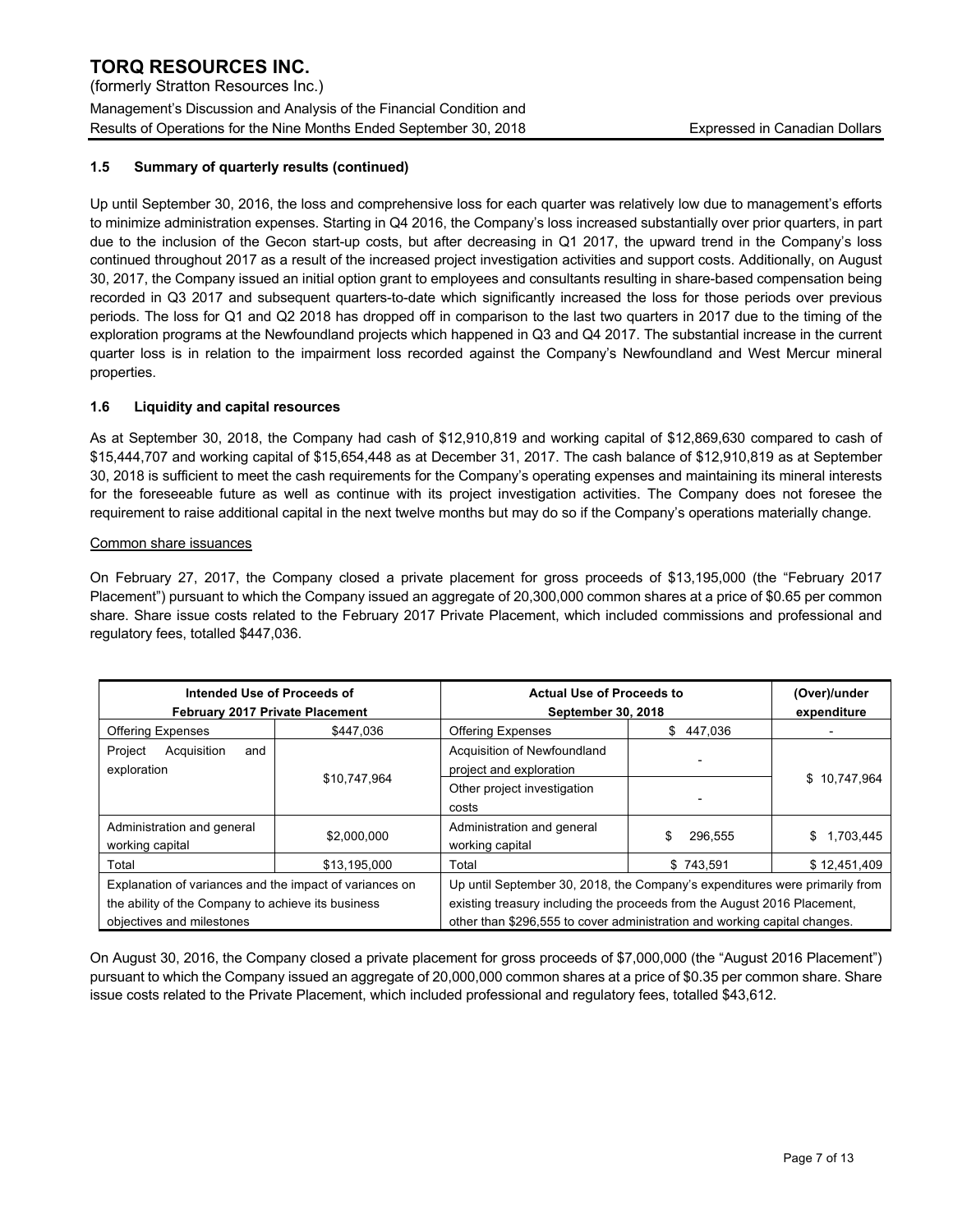## 1.5 Summary of quarterly results (continued)

Up until September 30, 2016, the loss and comprehensive loss for each quarter was relatively low due to management's efforts to minimize administration expenses. Starting in Q4 2016, the Company's loss increased substantially over prior quarters, in part due to the inclusion of the Gecon start-up costs, but after decreasing in Q1 2017, the upward trend in the Company's loss continued throughout 2017 as a result of the increased project investigation activities and support costs. Additionally, on August 30, 2017, the Company issued an initial option grant to employees and consultants resulting in share-based compensation being recorded in Q3 2017 and subsequent quarters-to-date which significantly increased the loss for those periods over previous periods. The loss for Q1 and Q2 2018 has dropped off in comparison to the last two quarters in 2017 due to the timing of the exploration programs at the Newfoundland projects which happened in Q3 and Q4 2017. The substantial increase in the current quarter loss is in relation to the impairment loss recorded against the Company's Newfoundland and West Mercur mineral properties.

## 1.6 Liquidity and capital resources

As at September 30, 2018, the Company had cash of $12,910,819 and working capital of $12,869,630 compared to cash of $15,444,707 and working capital of $15,654,448 as at December 31, 2017. The cash balance of $12,910,819 as at September 30, 2018 is sufficient to meet the cash requirements for the Company's operating expenses and maintaining its mineral interests for the foreseeable future as well as continue with its project investigation activities. The Company does not foresee the requirement to raise additional capital in the next twelve months but may do so if the Company's operations materially change.

Common share issuances

On February 27, 2017, the Company closed a private placement for gross proceeds of $13,195,000 (the "February 2017 Placement") pursuant to which the Company issued an aggregate of 20,300,000 common shares at a price of $0.65 per common share. Share issue costs related to the February 2017 Private Placement, which included commissions and professional and regulatory fees, totalled $447,036.

| Intended Use of Proceeds of February 2017 Private Placement | | Actual Use of Proceeds to September 30, 2018 | | (Over)/under expenditure |
|---|---|---|---|---|
| Offering Expenses | $447,036 | Offering Expenses | $ 447,036 | - |
| Project Acquisition and exploration | $10,747,964 | Acquisition of Newfoundland project and exploration | - | $ 10,747,964 |
| | | Other project investigation costs | - | |
| Administration and general working capital | $2,000,000 | Administration and general working capital | $ 296,555 | $ 1,703,445 |
| Total | $13,195,000 | Total | $ 743,591 | $ 12,451,409 |
| Explanation of variances and the impact of variances on the ability of the Company to achieve its business objectives and milestones | | Up until September 30, 2018, the Company's expenditures were primarily from existing treasury including the proceeds from the August 2016 Placement, other than $296,555 to cover administration and working capital changes. | | |

On August 30, 2016, the Company closed a private placement for gross proceeds of $7,000,000 (the "August 2016 Placement") pursuant to which the Company issued an aggregate of 20,000,000 common shares at a price of $0.35 per common share. Share issue costs related to the Private Placement, which included professional and regulatory fees, totalled $43,612.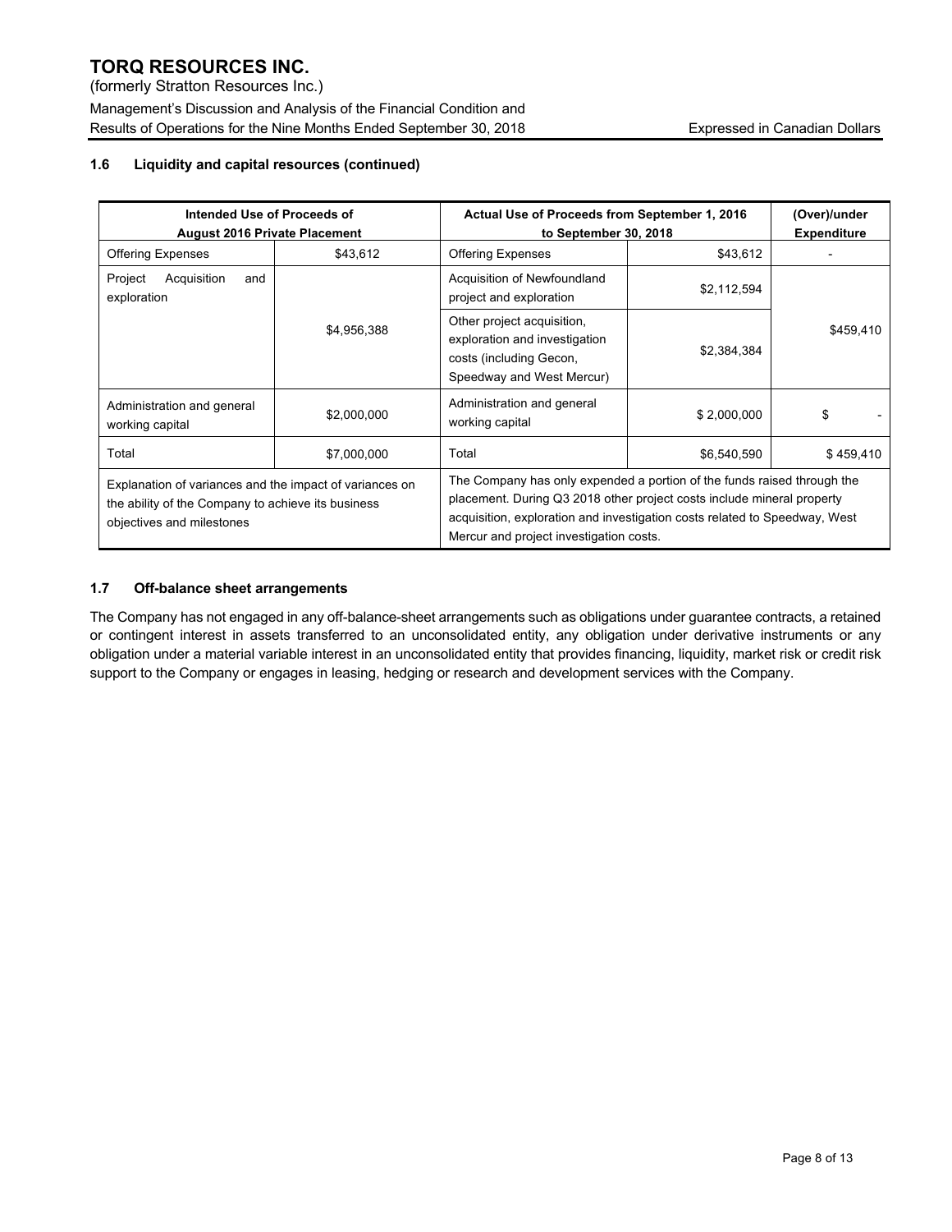### 1.6 Liquidity and capital resources (continued)

| Intended Use of Proceeds of August 2016 Private Placement | | Actual Use of Proceeds from September 1, 2016 to September 30, 2018 | | (Over)/under Expenditure |
|---|---|---|---|---|
| Offering Expenses | $43,612 | Offering Expenses | $43,612 | - |
| Project Acquisition and exploration | $4,956,388 | Acquisition of Newfoundland project and exploration | $2,112,594 | $459,410 |
| | | Other project acquisition, exploration and investigation costs (including Gecon, Speedway and West Mercur) | $2,384,384 | |
| Administration and general working capital | $2,000,000 | Administration and general working capital | $ 2,000,000 | $ - |
| Total | $7,000,000 | Total | $6,540,590 | $ 459,410 |
| Explanation of variances and the impact of variances on the ability of the Company to achieve its business objectives and milestones | | The Company has only expended a portion of the funds raised through the placement. During Q3 2018 other project costs include mineral property acquisition, exploration and investigation costs related to Speedway, West Mercur and project investigation costs. | | |

### 1.7 Off-balance sheet arrangements

The Company has not engaged in any off-balance-sheet arrangements such as obligations under guarantee contracts, a retained or contingent interest in assets transferred to an unconsolidated entity, any obligation under derivative instruments or any obligation under a material variable interest in an unconsolidated entity that provides financing, liquidity, market risk or credit risk support to the Company or engages in leasing, hedging or research and development services with the Company.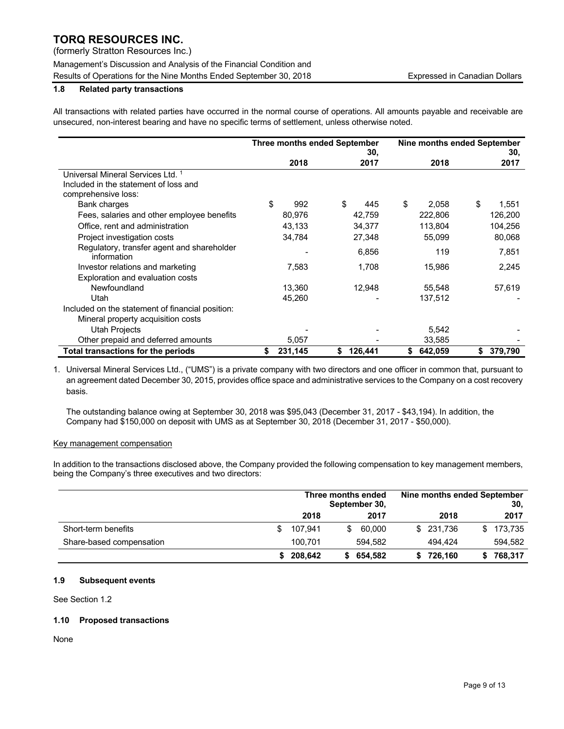### 1.8 Related party transactions

All transactions with related parties have occurred in the normal course of operations. All amounts payable and receivable are unsecured, non-interest bearing and have no specific terms of settlement, unless otherwise noted.

| | Three months ended September 30, | | Nine months ended September 30, | |
|---|---|---|---|---|
| | 2018 | 2017 | 2018 | 2017 |
| Universal Mineral Services Ltd. [1] | | | | |
| Included in the statement of loss and comprehensive loss: | | | | |
| Bank charges | $ 992 | $ 445 | $ 2,058 | $ 1,551 |
| Fees, salaries and other employee benefits | 80,976 | 42,759 | 222,806 | 126,200 |
| Office, rent and administration | 43,133 | 34,377 | 113,804 | 104,256 |
| Project investigation costs | 34,784 | 27,348 | 55,099 | 80,068 |
| Regulatory, transfer agent and shareholder information | - | 6,856 | 119 | 7,851 |
| Investor relations and marketing | 7,583 | 1,708 | 15,986 | 2,245 |
| Exploration and evaluation costs | | | | |
| Newfoundland | 13,360 | 12,948 | 55,548 | 57,619 |
| Utah | 45,260 | - | 137,512 | - |
| Included on the statement of financial position: | | | | |
| Mineral property acquisition costs | | | | |
| Utah Projects | - | - | 5,542 | - |
| Other prepaid and deferred amounts | 5,057 | - | 33,585 | - |
| **Total transactions for the periods** | **$ 231,145** | **$ 126,441** | **$ 642,059** | **$ 379,790** |

1. Universal Mineral Services Ltd., ("UMS") is a private company with two directors and one officer in common that, pursuant to an agreement dated December 30, 2015, provides office space and administrative services to the Company on a cost recovery basis.

   The outstanding balance owing at September 30, 2018 was $95,043 (December 31, 2017 - $43,194). In addition, the Company had $150,000 on deposit with UMS as at September 30, 2018 (December 31, 2017 - $50,000).

#### Key management compensation

In addition to the transactions disclosed above, the Company provided the following compensation to key management members, being the Company's three executives and two directors:

| | Three months ended September 30, | | Nine months ended September 30, | |
|---|---|---|---|---|
| | 2018 | 2017 | 2018 | 2017 |
| Short-term benefits | $ 107,941 | $ 60,000 | $ 231,736 | $ 173,735 |
| Share-based compensation | 100,701 | 594,582 | 494,424 | 594,582 |
| | **$ 208,642** | **$ 654,582** | **$ 726,160** | **$ 768,317** |

### 1.9 Subsequent events

See Section 1.2

### 1.10 Proposed transactions

None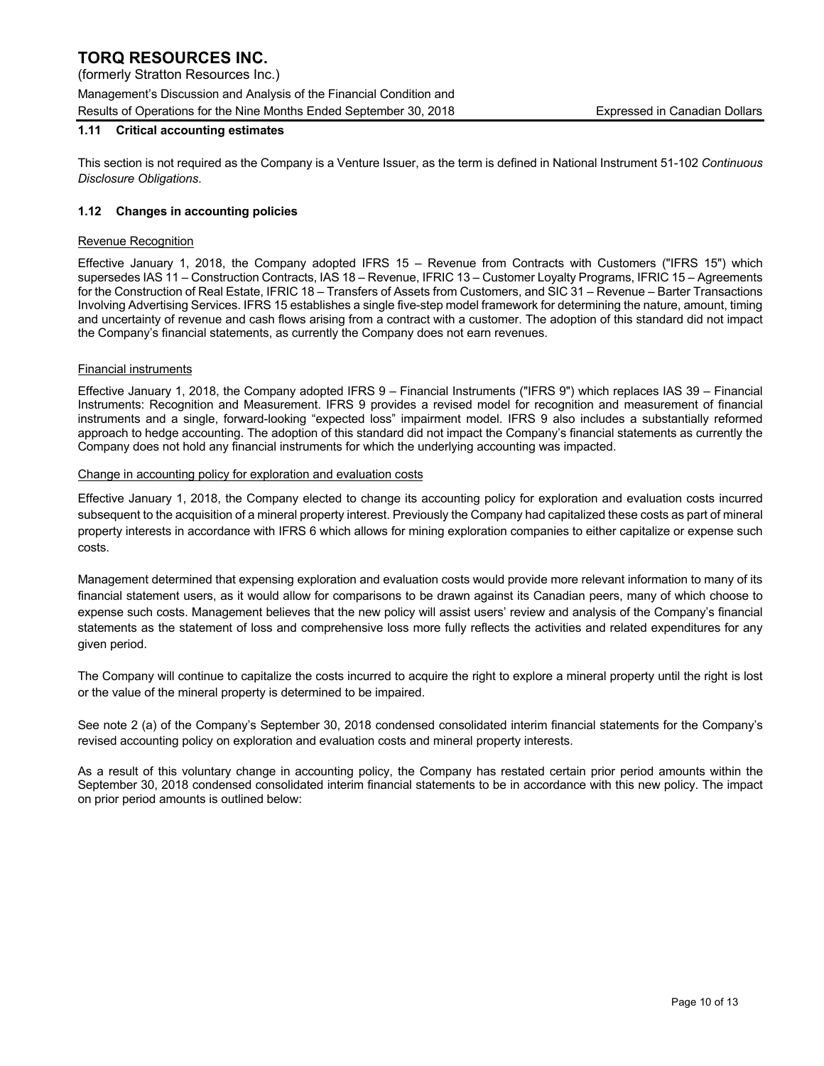### 1.11 Critical accounting estimates

This section is not required as the Company is a Venture Issuer, as the term is defined in National Instrument 51-102 *Continuous Disclosure Obligations*.

### 1.12 Changes in accounting policies

Revenue Recognition

Effective January 1, 2018, the Company adopted IFRS 15 – Revenue from Contracts with Customers ("IFRS 15") which supersedes IAS 11 – Construction Contracts, IAS 18 – Revenue, IFRIC 13 – Customer Loyalty Programs, IFRIC 15 – Agreements for the Construction of Real Estate, IFRIC 18 – Transfers of Assets from Customers, and SIC 31 – Revenue – Barter Transactions Involving Advertising Services. IFRS 15 establishes a single five-step model framework for determining the nature, amount, timing and uncertainty of revenue and cash flows arising from a contract with a customer. The adoption of this standard did not impact the Company's financial statements, as currently the Company does not earn revenues.

Financial instruments

Effective January 1, 2018, the Company adopted IFRS 9 – Financial Instruments ("IFRS 9") which replaces IAS 39 – Financial Instruments: Recognition and Measurement. IFRS 9 provides a revised model for recognition and measurement of financial instruments and a single, forward-looking "expected loss" impairment model. IFRS 9 also includes a substantially reformed approach to hedge accounting. The adoption of this standard did not impact the Company's financial statements as currently the Company does not hold any financial instruments for which the underlying accounting was impacted.

Change in accounting policy for exploration and evaluation costs

Effective January 1, 2018, the Company elected to change its accounting policy for exploration and evaluation costs incurred subsequent to the acquisition of a mineral property interest. Previously the Company had capitalized these costs as part of mineral property interests in accordance with IFRS 6 which allows for mining exploration companies to either capitalize or expense such costs.

Management determined that expensing exploration and evaluation costs would provide more relevant information to many of its financial statement users, as it would allow for comparisons to be drawn against its Canadian peers, many of which choose to expense such costs. Management believes that the new policy will assist users' review and analysis of the Company's financial statements as the statement of loss and comprehensive loss more fully reflects the activities and related expenditures for any given period.

The Company will continue to capitalize the costs incurred to acquire the right to explore a mineral property until the right is lost or the value of the mineral property is determined to be impaired.

See note 2 (a) of the Company's September 30, 2018 condensed consolidated interim financial statements for the Company's revised accounting policy on exploration and evaluation costs and mineral property interests.

As a result of this voluntary change in accounting policy, the Company has restated certain prior period amounts within the September 30, 2018 condensed consolidated interim financial statements to be in accordance with this new policy. The impact on prior period amounts is outlined below: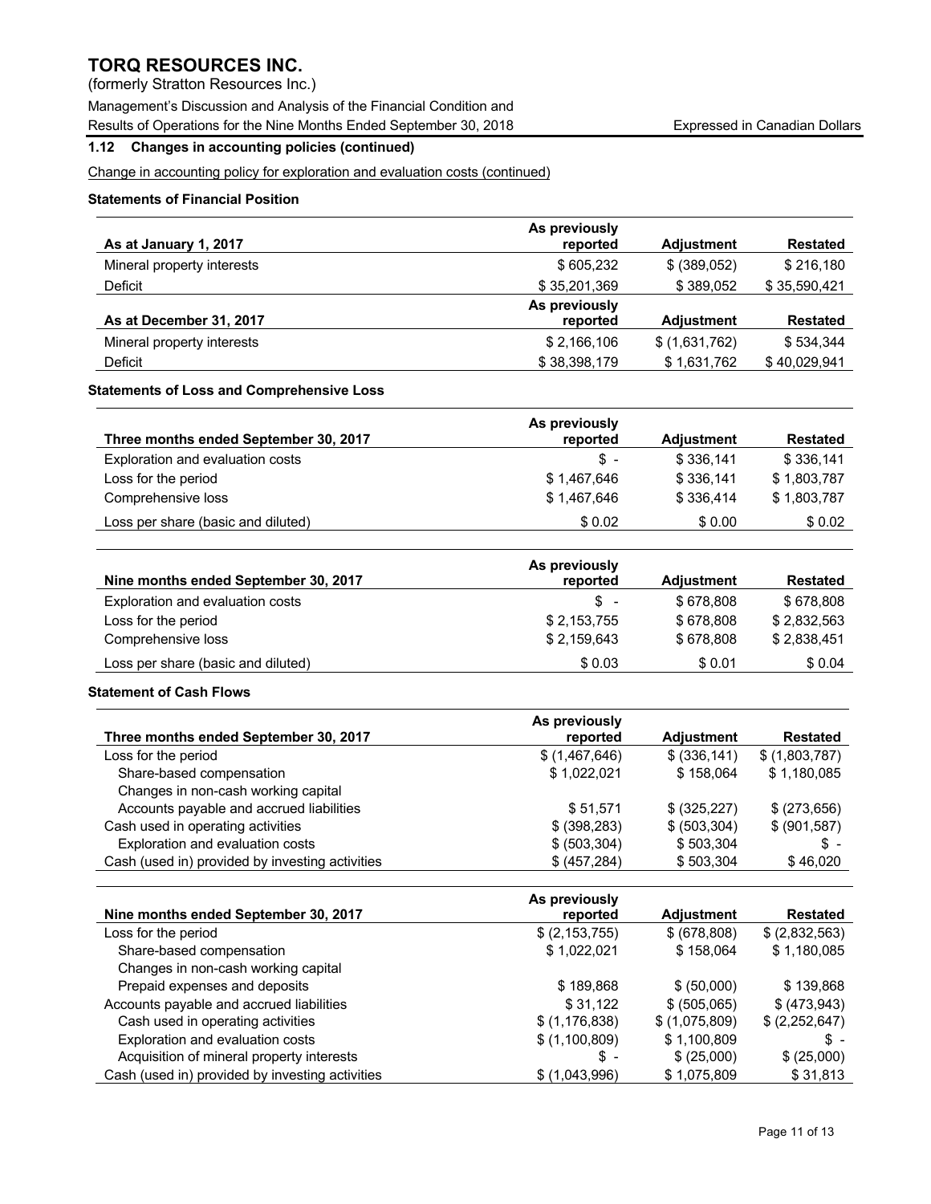### 1.12 Changes in accounting policies (continued)

Change in accounting policy for exploration and evaluation costs (continued)

**Statements of Financial Position**

| As at January 1, 2017 | As previously reported | Adjustment | Restated |
|---|---|---|---|
| Mineral property interests | $ 605,232 | $ (389,052) | $ 216,180 |
| Deficit | $ 35,201,369 | $ 389,052 | $ 35,590,421 |

| As at December 31, 2017 | As previously reported | Adjustment | Restated |
|---|---|---|---|
| Mineral property interests | $ 2,166,106 | $ (1,631,762) | $ 534,344 |
| Deficit | $ 38,398,179 | $ 1,631,762 | $ 40,029,941 |

**Statements of Loss and Comprehensive Loss**

| Three months ended September 30, 2017 | As previously reported | Adjustment | Restated |
|---|---|---|---|
| Exploration and evaluation costs | $ - | $ 336,141 | $ 336,141 |
| Loss for the period | $ 1,467,646 | $ 336,141 | $ 1,803,787 |
| Comprehensive loss | $ 1,467,646 | $ 336,414 | $ 1,803,787 |
| Loss per share (basic and diluted) | $ 0.02 | $ 0.00 | $ 0.02 |

| Nine months ended September 30, 2017 | As previously reported | Adjustment | Restated |
|---|---|---|---|
| Exploration and evaluation costs | $ - | $ 678,808 | $ 678,808 |
| Loss for the period | $ 2,153,755 | $ 678,808 | $ 2,832,563 |
| Comprehensive loss | $ 2,159,643 | $ 678,808 | $ 2,838,451 |
| Loss per share (basic and diluted) | $ 0.03 | $ 0.01 | $ 0.04 |

**Statement of Cash Flows**

| Three months ended September 30, 2017 | As previously reported | Adjustment | Restated |
|---|---|---|---|
| Loss for the period | $ (1,467,646) | $ (336,141) | $ (1,803,787) |
| Share-based compensation | $ 1,022,021 | $ 158,064 | $ 1,180,085 |
| Changes in non-cash working capital | | | |
| Accounts payable and accrued liabilities | $ 51,571 | $ (325,227) | $ (273,656) |
| Cash used in operating activities | $ (398,283) | $ (503,304) | $ (901,587) |
| Exploration and evaluation costs | $ (503,304) | $ 503,304 | $ - |
| Cash (used in) provided by investing activities | $ (457,284) | $ 503,304 | $ 46,020 |

| Nine months ended September 30, 2017 | As previously reported | Adjustment | Restated |
|---|---|---|---|
| Loss for the period | $ (2,153,755) | $ (678,808) | $ (2,832,563) |
| Share-based compensation | $ 1,022,021 | $ 158,064 | $ 1,180,085 |
| Changes in non-cash working capital | | | |
| Prepaid expenses and deposits | $ 189,868 | $ (50,000) | $ 139,868 |
| Accounts payable and accrued liabilities | $ 31,122 | $ (505,065) | $ (473,943) |
| Cash used in operating activities | $ (1,176,838) | $ (1,075,809) | $ (2,252,647) |
| Exploration and evaluation costs | $ (1,100,809) | $ 1,100,809 | $ - |
| Acquisition of mineral property interests | $ - | $ (25,000) | $ (25,000) |
| Cash (used in) provided by investing activities | $ (1,043,996) | $ 1,075,809 | $ 31,813 |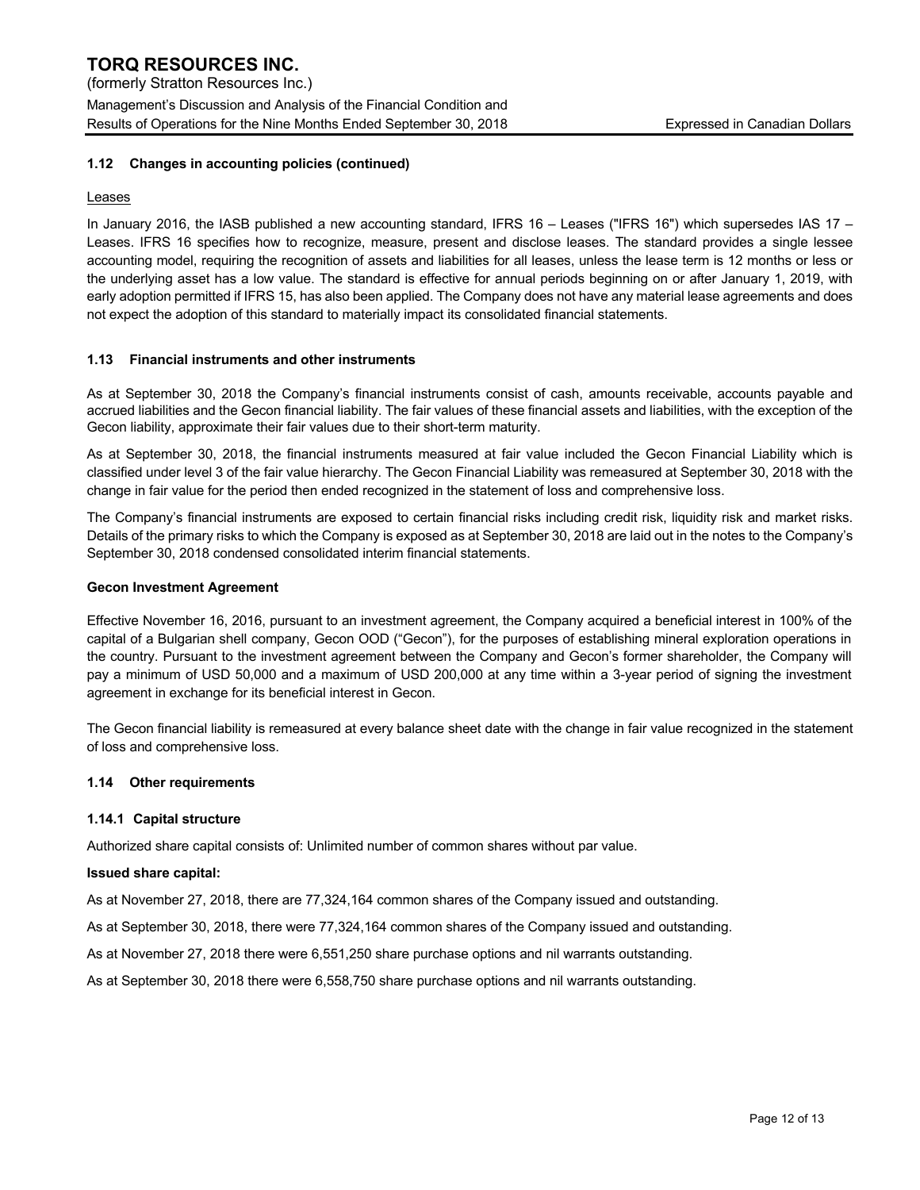### 1.12 Changes in accounting policies (continued)

Leases

In January 2016, the IASB published a new accounting standard, IFRS 16 – Leases ("IFRS 16") which supersedes IAS 17 – Leases. IFRS 16 specifies how to recognize, measure, present and disclose leases. The standard provides a single lessee accounting model, requiring the recognition of assets and liabilities for all leases, unless the lease term is 12 months or less or the underlying asset has a low value. The standard is effective for annual periods beginning on or after January 1, 2019, with early adoption permitted if IFRS 15, has also been applied. The Company does not have any material lease agreements and does not expect the adoption of this standard to materially impact its consolidated financial statements.

### 1.13 Financial instruments and other instruments

As at September 30, 2018 the Company's financial instruments consist of cash, amounts receivable, accounts payable and accrued liabilities and the Gecon financial liability. The fair values of these financial assets and liabilities, with the exception of the Gecon liability, approximate their fair values due to their short-term maturity.

As at September 30, 2018, the financial instruments measured at fair value included the Gecon Financial Liability which is classified under level 3 of the fair value hierarchy. The Gecon Financial Liability was remeasured at September 30, 2018 with the change in fair value for the period then ended recognized in the statement of loss and comprehensive loss.

The Company's financial instruments are exposed to certain financial risks including credit risk, liquidity risk and market risks. Details of the primary risks to which the Company is exposed as at September 30, 2018 are laid out in the notes to the Company's September 30, 2018 condensed consolidated interim financial statements.

**Gecon Investment Agreement**

Effective November 16, 2016, pursuant to an investment agreement, the Company acquired a beneficial interest in 100% of the capital of a Bulgarian shell company, Gecon OOD ("Gecon"), for the purposes of establishing mineral exploration operations in the country. Pursuant to the investment agreement between the Company and Gecon's former shareholder, the Company will pay a minimum of USD 50,000 and a maximum of USD 200,000 at any time within a 3-year period of signing the investment agreement in exchange for its beneficial interest in Gecon.

The Gecon financial liability is remeasured at every balance sheet date with the change in fair value recognized in the statement of loss and comprehensive loss.

### 1.14 Other requirements

#### 1.14.1 Capital structure

Authorized share capital consists of: Unlimited number of common shares without par value.

**Issued share capital:**

As at November 27, 2018, there are 77,324,164 common shares of the Company issued and outstanding.

As at September 30, 2018, there were 77,324,164 common shares of the Company issued and outstanding.

As at November 27, 2018 there were 6,551,250 share purchase options and nil warrants outstanding.

As at September 30, 2018 there were 6,558,750 share purchase options and nil warrants outstanding.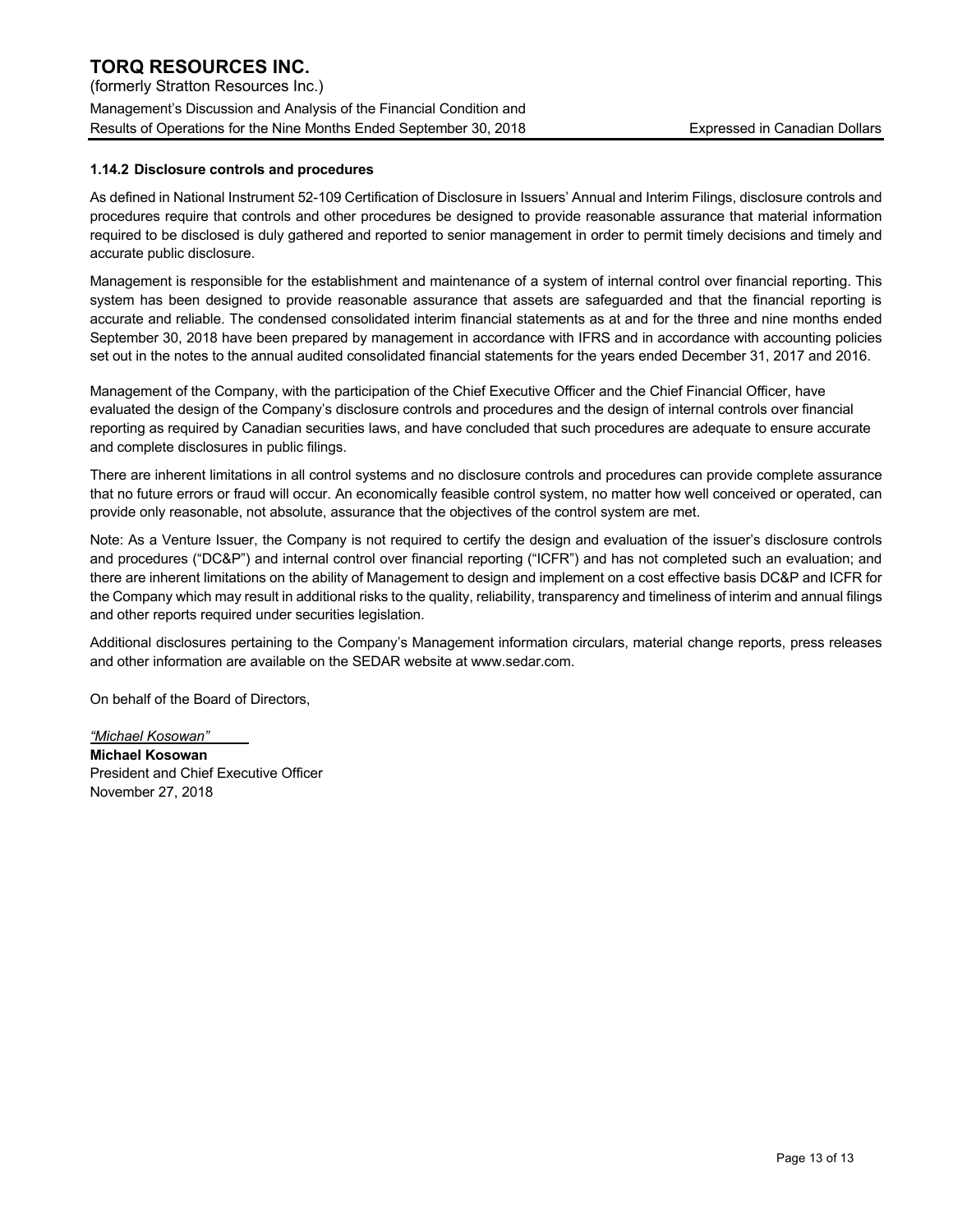### 1.14.2 Disclosure controls and procedures

As defined in National Instrument 52-109 Certification of Disclosure in Issuers' Annual and Interim Filings, disclosure controls and procedures require that controls and other procedures be designed to provide reasonable assurance that material information required to be disclosed is duly gathered and reported to senior management in order to permit timely decisions and timely and accurate public disclosure.

Management is responsible for the establishment and maintenance of a system of internal control over financial reporting. This system has been designed to provide reasonable assurance that assets are safeguarded and that the financial reporting is accurate and reliable. The condensed consolidated interim financial statements as at and for the three and nine months ended September 30, 2018 have been prepared by management in accordance with IFRS and in accordance with accounting policies set out in the notes to the annual audited consolidated financial statements for the years ended December 31, 2017 and 2016.

Management of the Company, with the participation of the Chief Executive Officer and the Chief Financial Officer, have evaluated the design of the Company's disclosure controls and procedures and the design of internal controls over financial reporting as required by Canadian securities laws, and have concluded that such procedures are adequate to ensure accurate and complete disclosures in public filings.

There are inherent limitations in all control systems and no disclosure controls and procedures can provide complete assurance that no future errors or fraud will occur. An economically feasible control system, no matter how well conceived or operated, can provide only reasonable, not absolute, assurance that the objectives of the control system are met.

Note: As a Venture Issuer, the Company is not required to certify the design and evaluation of the issuer's disclosure controls and procedures ("DC&P") and internal control over financial reporting ("ICFR") and has not completed such an evaluation; and there are inherent limitations on the ability of Management to design and implement on a cost effective basis DC&P and ICFR for the Company which may result in additional risks to the quality, reliability, transparency and timeliness of interim and annual filings and other reports required under securities legislation.

Additional disclosures pertaining to the Company's Management information circulars, material change reports, press releases and other information are available on the SEDAR website at www.sedar.com.

On behalf of the Board of Directors,

*"Michael Kosowan"*

**Michael Kosowan**
President and Chief Executive Officer
November 27, 2018